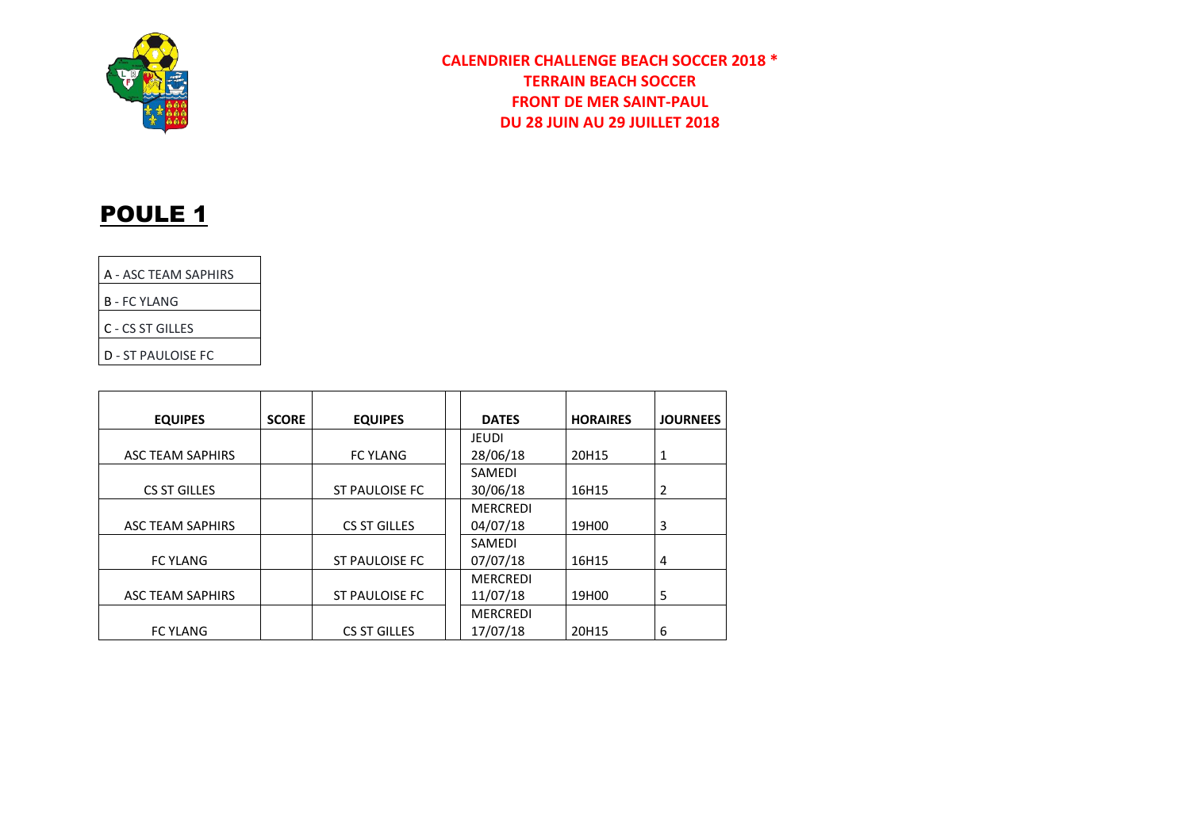**CALENDRIER CHALLENGE BEACH SOCCER 2018 ***
**TERRAIN BEACH SOCCER**
**FRONT DE MER SAINT-PAUL**
**DU 28 JUIN AU 29 JUILLET 2018**

# POULE 1

| |
|---|
| A - ASC TEAM SAPHIRS |
| B - FC YLANG |
| C - CS ST GILLES |
| D - ST PAULOISE FC |

| EQUIPES | SCORE | EQUIPES | | DATES | HORAIRES | JOURNEES |
|---|---|---|---|---|---|---|
| ASC TEAM SAPHIRS | | FC YLANG | | JEUDI 28/06/18 | 20H15 | 1 |
| CS ST GILLES | | ST PAULOISE FC | | SAMEDI 30/06/18 | 16H15 | 2 |
| ASC TEAM SAPHIRS | | CS ST GILLES | | MERCREDI 04/07/18 | 19H00 | 3 |
| FC YLANG | | ST PAULOISE FC | | SAMEDI 07/07/18 | 16H15 | 4 |
| ASC TEAM SAPHIRS | | ST PAULOISE FC | | MERCREDI 11/07/18 | 19H00 | 5 |
| FC YLANG | | CS ST GILLES | | MERCREDI 17/07/18 | 20H15 | 6 |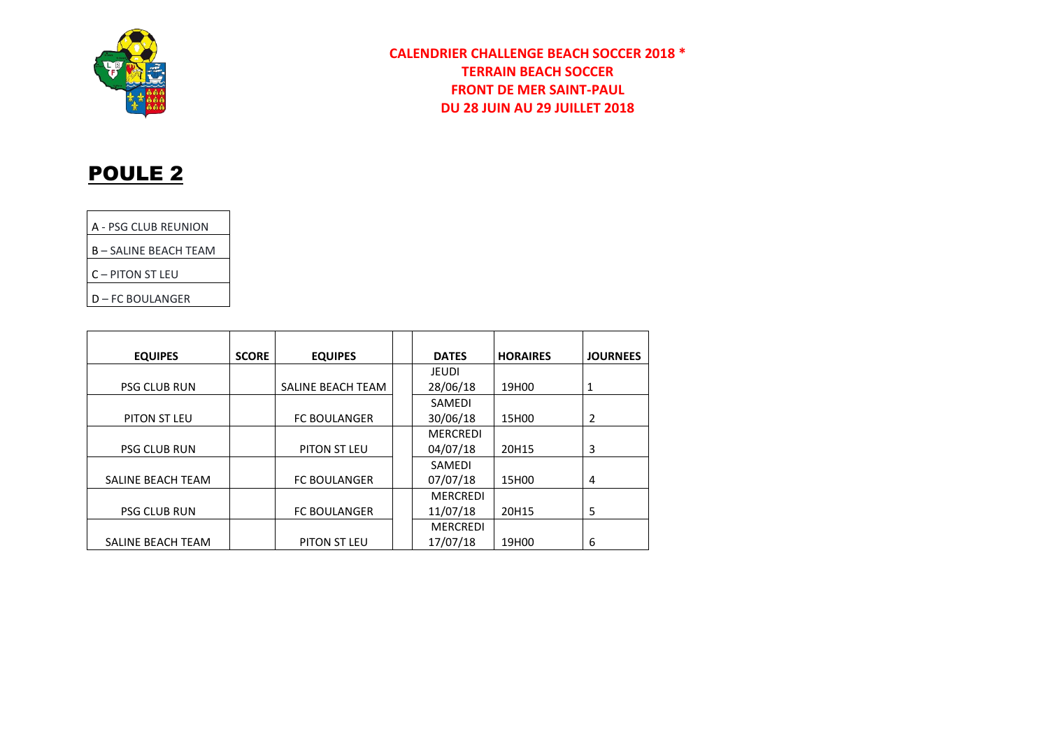**CALENDRIER CHALLENGE BEACH SOCCER 2018 \***
**TERRAIN BEACH SOCCER**
**FRONT DE MER SAINT-PAUL**
**DU 28 JUIN AU 29 JUILLET 2018**

# POULE 2

| |
|---|
| A - PSG CLUB REUNION |
| B – SALINE BEACH TEAM |
| C – PITON ST LEU |
| D – FC BOULANGER |

| EQUIPES | SCORE | EQUIPES | | DATES | HORAIRES | JOURNEES |
|---|---|---|---|---|---|---|
| PSG CLUB RUN | | SALINE BEACH TEAM | | JEUDI 28/06/18 | 19H00 | 1 |
| PITON ST LEU | | FC BOULANGER | | SAMEDI 30/06/18 | 15H00 | 2 |
| PSG CLUB RUN | | PITON ST LEU | | MERCREDI 04/07/18 | 20H15 | 3 |
| SALINE BEACH TEAM | | FC BOULANGER | | SAMEDI 07/07/18 | 15H00 | 4 |
| PSG CLUB RUN | | FC BOULANGER | | MERCREDI 11/07/18 | 20H15 | 5 |
| SALINE BEACH TEAM | | PITON ST LEU | | MERCREDI 17/07/18 | 19H00 | 6 |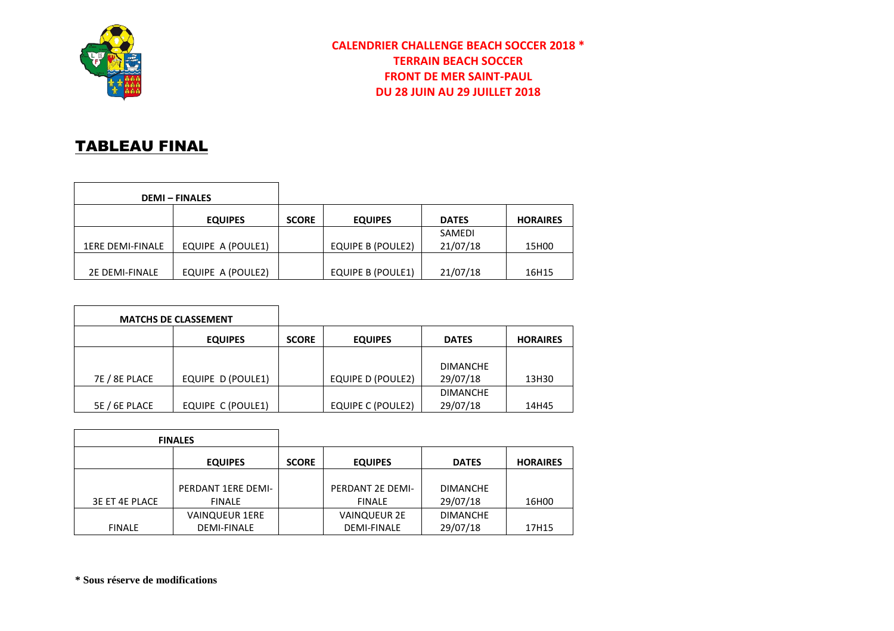**CALENDRIER CHALLENGE BEACH SOCCER 2018 ***
**TERRAIN BEACH SOCCER**
**FRONT DE MER SAINT-PAUL**
**DU 28 JUIN AU 29 JUILLET 2018**

# TABLEAU FINAL

| **DEMI – FINALES** | | | | | |
|---|---|---|---|---|---|
| | **EQUIPES** | **SCORE** | **EQUIPES** | **DATES** | **HORAIRES** |
| 1ERE DEMI-FINALE | EQUIPE A (POULE1) | | EQUIPE B (POULE2) | SAMEDI 21/07/18 | 15H00 |
| 2E DEMI-FINALE | EQUIPE A (POULE2) | | EQUIPE B (POULE1) | 21/07/18 | 16H15 |

| **MATCHS DE CLASSEMENT** | | | | | |
|---|---|---|---|---|---|
| | **EQUIPES** | **SCORE** | **EQUIPES** | **DATES** | **HORAIRES** |
| 7E / 8E PLACE | EQUIPE D (POULE1) | | EQUIPE D (POULE2) | DIMANCHE 29/07/18 | 13H30 |
| 5E / 6E PLACE | EQUIPE C (POULE1) | | EQUIPE C (POULE2) | DIMANCHE 29/07/18 | 14H45 |

| **FINALES** | | | | | |
|---|---|---|---|---|---|
| | **EQUIPES** | **SCORE** | **EQUIPES** | **DATES** | **HORAIRES** |
| 3E ET 4E PLACE | PERDANT 1ERE DEMI-FINALE | | PERDANT 2E DEMI-FINALE | DIMANCHE 29/07/18 | 16H00 |
| FINALE | VAINQUEUR 1ERE DEMI-FINALE | | VAINQUEUR 2E DEMI-FINALE | DIMANCHE 29/07/18 | 17H15 |

**\* Sous réserve de modifications**